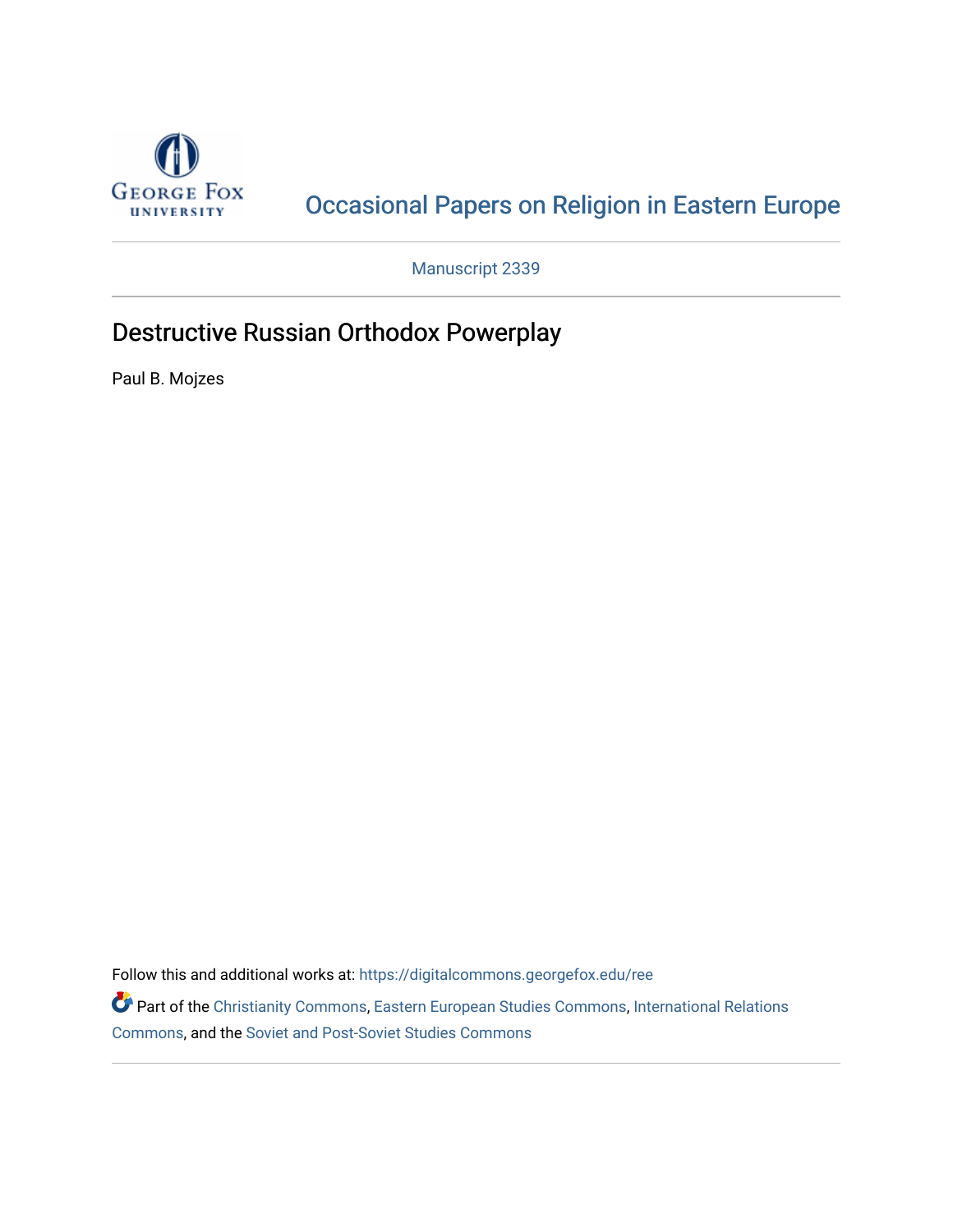Occasional Papers on Religion in Eastern Europe

Manuscript 2339

# Destructive Russian Orthodox Powerplay

Paul B. Mojzes

Follow this and additional works at: https://digitalcommons.georgefox.edu/ree

Part of the Christianity Commons, Eastern European Studies Commons, International Relations Commons, and the Soviet and Post-Soviet Studies Commons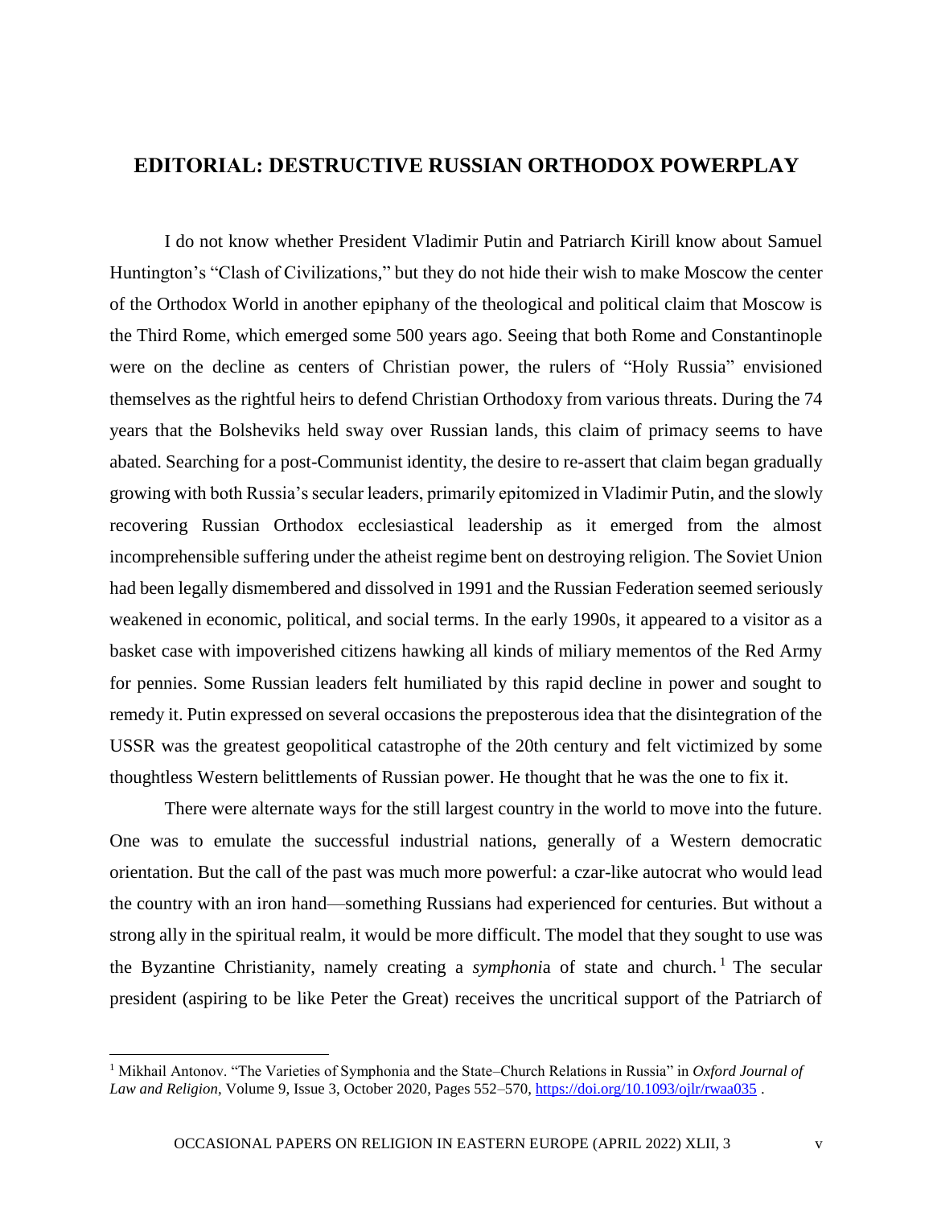## EDITORIAL: DESTRUCTIVE RUSSIAN ORTHODOX POWERPLAY

I do not know whether President Vladimir Putin and Patriarch Kirill know about Samuel Huntington's "Clash of Civilizations," but they do not hide their wish to make Moscow the center of the Orthodox World in another epiphany of the theological and political claim that Moscow is the Third Rome, which emerged some 500 years ago. Seeing that both Rome and Constantinople were on the decline as centers of Christian power, the rulers of "Holy Russia" envisioned themselves as the rightful heirs to defend Christian Orthodoxy from various threats. During the 74 years that the Bolsheviks held sway over Russian lands, this claim of primacy seems to have abated. Searching for a post-Communist identity, the desire to re-assert that claim began gradually growing with both Russia's secular leaders, primarily epitomized in Vladimir Putin, and the slowly recovering Russian Orthodox ecclesiastical leadership as it emerged from the almost incomprehensible suffering under the atheist regime bent on destroying religion. The Soviet Union had been legally dismembered and dissolved in 1991 and the Russian Federation seemed seriously weakened in economic, political, and social terms. In the early 1990s, it appeared to a visitor as a basket case with impoverished citizens hawking all kinds of miliary mementos of the Red Army for pennies. Some Russian leaders felt humiliated by this rapid decline in power and sought to remedy it. Putin expressed on several occasions the preposterous idea that the disintegration of the USSR was the greatest geopolitical catastrophe of the 20th century and felt victimized by some thoughtless Western belittlements of Russian power. He thought that he was the one to fix it.

There were alternate ways for the still largest country in the world to move into the future. One was to emulate the successful industrial nations, generally of a Western democratic orientation. But the call of the past was much more powerful: a czar-like autocrat who would lead the country with an iron hand—something Russians had experienced for centuries. But without a strong ally in the spiritual realm, it would be more difficult. The model that they sought to use was the Byzantine Christianity, namely creating a *symphonia* of state and church.[1] The secular president (aspiring to be like Peter the Great) receives the uncritical support of the Patriarch of

[1] Mikhail Antonov. "The Varieties of Symphonia and the State–Church Relations in Russia" in *Oxford Journal of Law and Religion*, Volume 9, Issue 3, October 2020, Pages 552–570, https://doi.org/10.1093/ojlr/rwaa035 .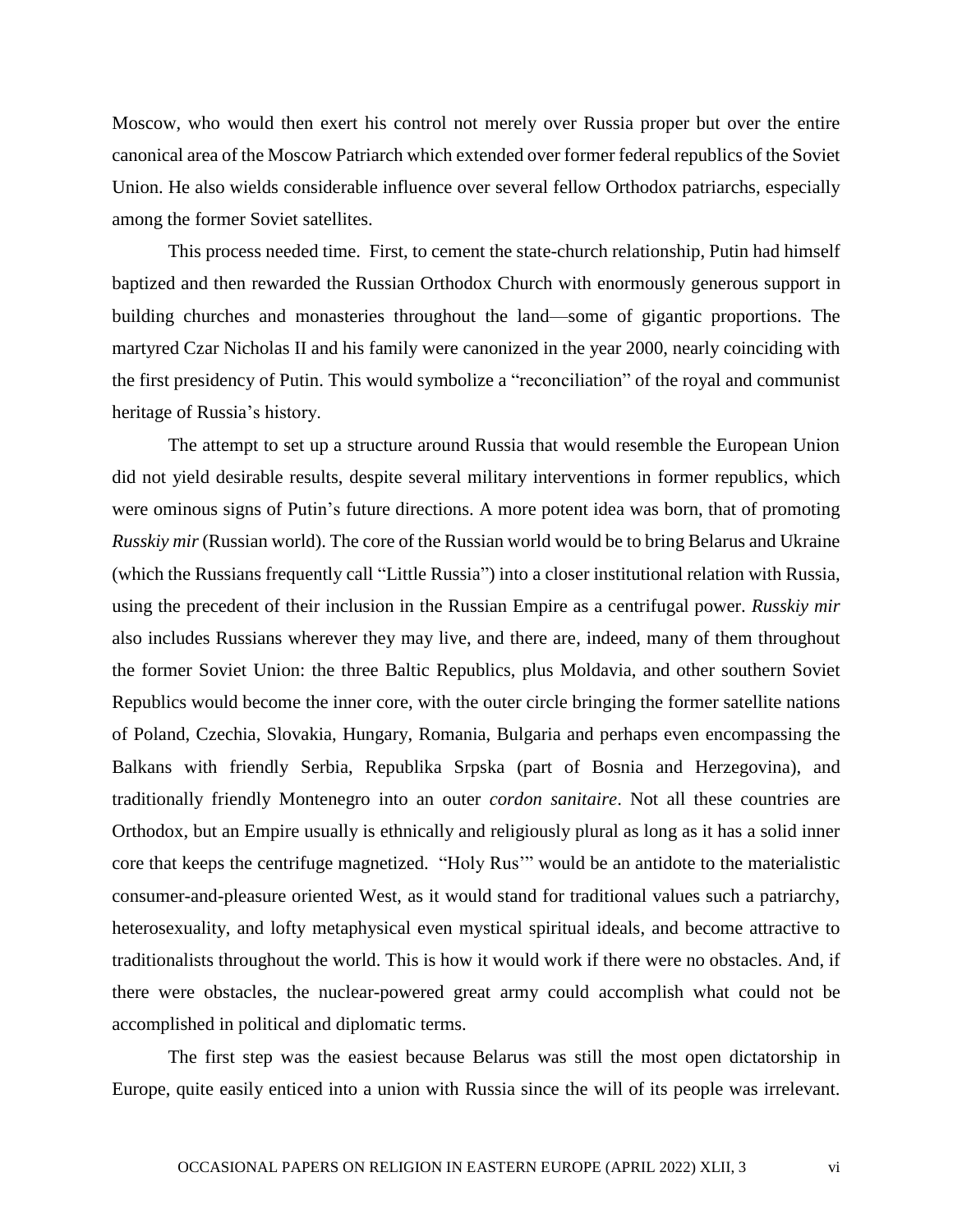Moscow, who would then exert his control not merely over Russia proper but over the entire canonical area of the Moscow Patriarch which extended over former federal republics of the Soviet Union. He also wields considerable influence over several fellow Orthodox patriarchs, especially among the former Soviet satellites.

This process needed time. First, to cement the state-church relationship, Putin had himself baptized and then rewarded the Russian Orthodox Church with enormously generous support in building churches and monasteries throughout the land—some of gigantic proportions. The martyred Czar Nicholas II and his family were canonized in the year 2000, nearly coinciding with the first presidency of Putin. This would symbolize a "reconciliation" of the royal and communist heritage of Russia's history.

The attempt to set up a structure around Russia that would resemble the European Union did not yield desirable results, despite several military interventions in former republics, which were ominous signs of Putin's future directions. A more potent idea was born, that of promoting *Russkiy mir* (Russian world). The core of the Russian world would be to bring Belarus and Ukraine (which the Russians frequently call "Little Russia") into a closer institutional relation with Russia, using the precedent of their inclusion in the Russian Empire as a centrifugal power. *Russkiy mir* also includes Russians wherever they may live, and there are, indeed, many of them throughout the former Soviet Union: the three Baltic Republics, plus Moldavia, and other southern Soviet Republics would become the inner core, with the outer circle bringing the former satellite nations of Poland, Czechia, Slovakia, Hungary, Romania, Bulgaria and perhaps even encompassing the Balkans with friendly Serbia, Republika Srpska (part of Bosnia and Herzegovina), and traditionally friendly Montenegro into an outer *cordon sanitaire*. Not all these countries are Orthodox, but an Empire usually is ethnically and religiously plural as long as it has a solid inner core that keeps the centrifuge magnetized. "Holy Rus'" would be an antidote to the materialistic consumer-and-pleasure oriented West, as it would stand for traditional values such a patriarchy, heterosexuality, and lofty metaphysical even mystical spiritual ideals, and become attractive to traditionalists throughout the world. This is how it would work if there were no obstacles. And, if there were obstacles, the nuclear-powered great army could accomplish what could not be accomplished in political and diplomatic terms.

The first step was the easiest because Belarus was still the most open dictatorship in Europe, quite easily enticed into a union with Russia since the will of its people was irrelevant.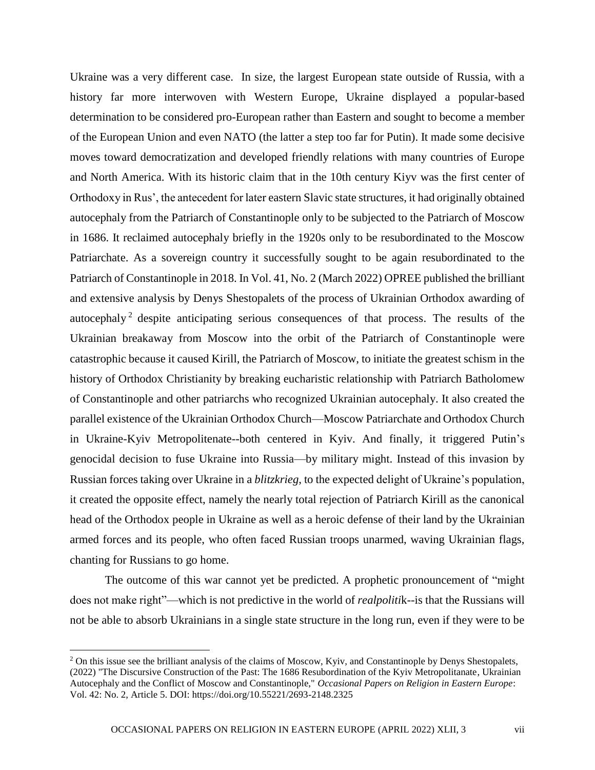Ukraine was a very different case. In size, the largest European state outside of Russia, with a history far more interwoven with Western Europe, Ukraine displayed a popular-based determination to be considered pro-European rather than Eastern and sought to become a member of the European Union and even NATO (the latter a step too far for Putin). It made some decisive moves toward democratization and developed friendly relations with many countries of Europe and North America. With its historic claim that in the 10th century Kiyv was the first center of Orthodoxy in Rus', the antecedent for later eastern Slavic state structures, it had originally obtained autocephaly from the Patriarch of Constantinople only to be subjected to the Patriarch of Moscow in 1686. It reclaimed autocephaly briefly in the 1920s only to be resubordinated to the Moscow Patriarchate. As a sovereign country it successfully sought to be again resubordinated to the Patriarch of Constantinople in 2018. In Vol. 41, No. 2 (March 2022) OPREE published the brilliant and extensive analysis by Denys Shestopalets of the process of Ukrainian Orthodox awarding of autocephaly[2] despite anticipating serious consequences of that process. The results of the Ukrainian breakaway from Moscow into the orbit of the Patriarch of Constantinople were catastrophic because it caused Kirill, the Patriarch of Moscow, to initiate the greatest schism in the history of Orthodox Christianity by breaking eucharistic relationship with Patriarch Batholomew of Constantinople and other patriarchs who recognized Ukrainian autocephaly. It also created the parallel existence of the Ukrainian Orthodox Church—Moscow Patriarchate and Orthodox Church in Ukraine-Kyiv Metropolitenate--both centered in Kyiv. And finally, it triggered Putin's genocidal decision to fuse Ukraine into Russia—by military might. Instead of this invasion by Russian forces taking over Ukraine in a *blitzkrieg*, to the expected delight of Ukraine's population, it created the opposite effect, namely the nearly total rejection of Patriarch Kirill as the canonical head of the Orthodox people in Ukraine as well as a heroic defense of their land by the Ukrainian armed forces and its people, who often faced Russian troops unarmed, waving Ukrainian flags, chanting for Russians to go home.

The outcome of this war cannot yet be predicted. A prophetic pronouncement of "might does not make right"—which is not predictive in the world of *realpolitik*--is that the Russians will not be able to absorb Ukrainians in a single state structure in the long run, even if they were to be

[2] On this issue see the brilliant analysis of the claims of Moscow, Kyiv, and Constantinople by Denys Shestopalets, (2022) "The Discursive Construction of the Past: The 1686 Resubordination of the Kyiv Metropolitanate, Ukrainian Autocephaly and the Conflict of Moscow and Constantinople," *Occasional Papers on Religion in Eastern Europe*: Vol. 42: No. 2, Article 5. DOI: https://doi.org/10.55221/2693-2148.2325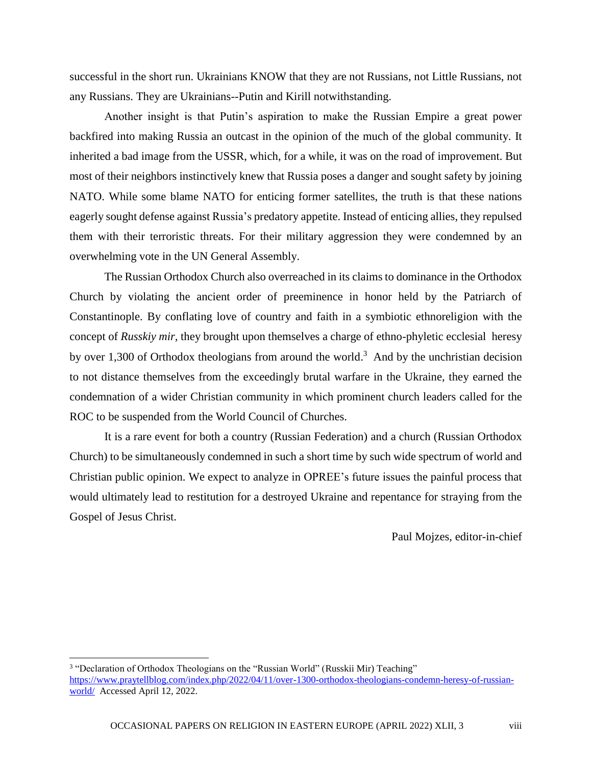successful in the short run. Ukrainians KNOW that they are not Russians, not Little Russians, not any Russians. They are Ukrainians--Putin and Kirill notwithstanding.

Another insight is that Putin's aspiration to make the Russian Empire a great power backfired into making Russia an outcast in the opinion of the much of the global community. It inherited a bad image from the USSR, which, for a while, it was on the road of improvement. But most of their neighbors instinctively knew that Russia poses a danger and sought safety by joining NATO. While some blame NATO for enticing former satellites, the truth is that these nations eagerly sought defense against Russia's predatory appetite. Instead of enticing allies, they repulsed them with their terroristic threats. For their military aggression they were condemned by an overwhelming vote in the UN General Assembly.

The Russian Orthodox Church also overreached in its claims to dominance in the Orthodox Church by violating the ancient order of preeminence in honor held by the Patriarch of Constantinople. By conflating love of country and faith in a symbiotic ethnoreligion with the concept of *Russkiy mir*, they brought upon themselves a charge of ethno-phyletic ecclesial heresy by over 1,300 of Orthodox theologians from around the world.[3] And by the unchristian decision to not distance themselves from the exceedingly brutal warfare in the Ukraine, they earned the condemnation of a wider Christian community in which prominent church leaders called for the ROC to be suspended from the World Council of Churches.

It is a rare event for both a country (Russian Federation) and a church (Russian Orthodox Church) to be simultaneously condemned in such a short time by such wide spectrum of world and Christian public opinion. We expect to analyze in OPREE's future issues the painful process that would ultimately lead to restitution for a destroyed Ukraine and repentance for straying from the Gospel of Jesus Christ.

Paul Mojzes, editor-in-chief

---

[3] "Declaration of Orthodox Theologians on the "Russian World" (Russkii Mir) Teaching" https://www.praytellblog.com/index.php/2022/04/11/over-1300-orthodox-theologians-condemn-heresy-of-russian-world/ Accessed April 12, 2022.